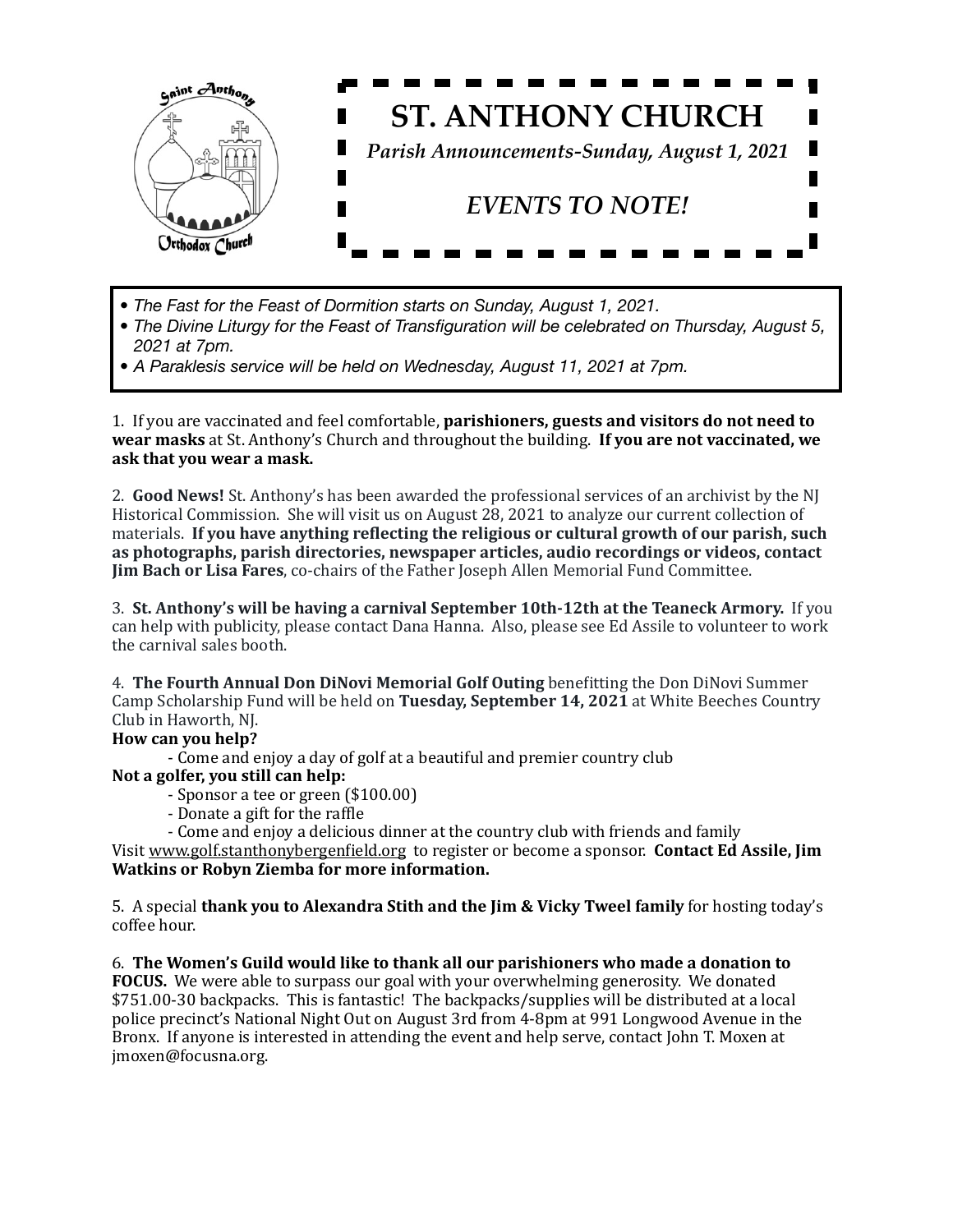# ST. ANTHONY CHURCH

*Parish Announcements-Sunday, August 1, 2021*

## *EVENTS TO NOTE!*

- *The Fast for the Feast of Dormition starts on Sunday, August 1, 2021.*
- *The Divine Liturgy for the Feast of Transfiguration will be celebrated on Thursday, August 5, 2021 at 7pm.*
- *A Paraklesis service will be held on Wednesday, August 11, 2021 at 7pm.*

1. If you are vaccinated and feel comfortable, **parishioners, guests and visitors do not need to wear masks** at St. Anthony's Church and throughout the building. **If you are not vaccinated, we ask that you wear a mask.**

2. **Good News!** St. Anthony's has been awarded the professional services of an archivist by the NJ Historical Commission. She will visit us on August 28, 2021 to analyze our current collection of materials. **If you have anything reflecting the religious or cultural growth of our parish, such as photographs, parish directories, newspaper articles, audio recordings or videos, contact Jim Bach or Lisa Fares**, co-chairs of the Father Joseph Allen Memorial Fund Committee.

3. **St. Anthony's will be having a carnival September 10th-12th at the Teaneck Armory.** If you can help with publicity, please contact Dana Hanna. Also, please see Ed Assile to volunteer to work the carnival sales booth.

4. **The Fourth Annual Don DiNovi Memorial Golf Outing** benefitting the Don DiNovi Summer Camp Scholarship Fund will be held on **Tuesday, September 14, 2021** at White Beeches Country Club in Haworth, NJ.

**How can you help?**

- Come and enjoy a day of golf at a beautiful and premier country club

**Not a golfer, you still can help:**

- Sponsor a tee or green ($100.00)
- Donate a gift for the raffle
- Come and enjoy a delicious dinner at the country club with friends and family

Visit www.golf.stanthonybergenfield.org to register or become a sponsor. **Contact Ed Assile, Jim Watkins or Robyn Ziemba for more information.**

5. A special **thank you to Alexandra Stith and the Jim & Vicky Tweel family** for hosting today's coffee hour.

6. **The Women's Guild would like to thank all our parishioners who made a donation to FOCUS.** We were able to surpass our goal with your overwhelming generosity. We donated $751.00-30 backpacks. This is fantastic! The backpacks/supplies will be distributed at a local police precinct's National Night Out on August 3rd from 4-8pm at 991 Longwood Avenue in the Bronx. If anyone is interested in attending the event and help serve, contact John T. Moxen at jmoxen@focusna.org.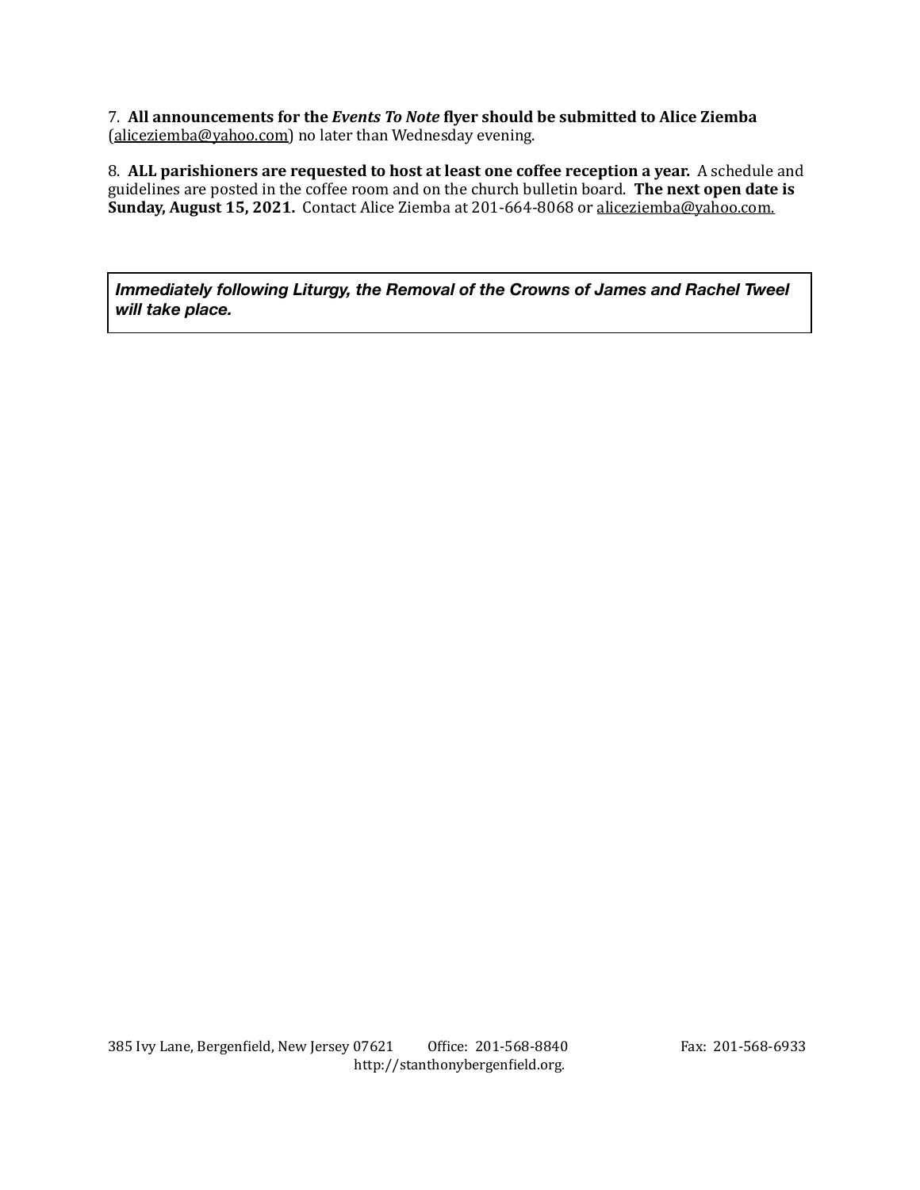7. **All announcements for the *Events To Note* flyer should be submitted to Alice Ziemba** (aliceziemba@yahoo.com) no later than Wednesday evening.

8. **ALL parishioners are requested to host at least one coffee reception a year.** A schedule and guidelines are posted in the coffee room and on the church bulletin board. **The next open date is Sunday, August 15, 2021.** Contact Alice Ziemba at 201-664-8068 or aliceziemba@yahoo.com.

***Immediately following Liturgy, the Removal of the Crowns of James and Rachel Tweel will take place.***

385 Ivy Lane, Bergenfield, New Jersey 07621 Office: 201-568-8840 Fax: 201-568-6933
http://stanthonybergenfield.org.